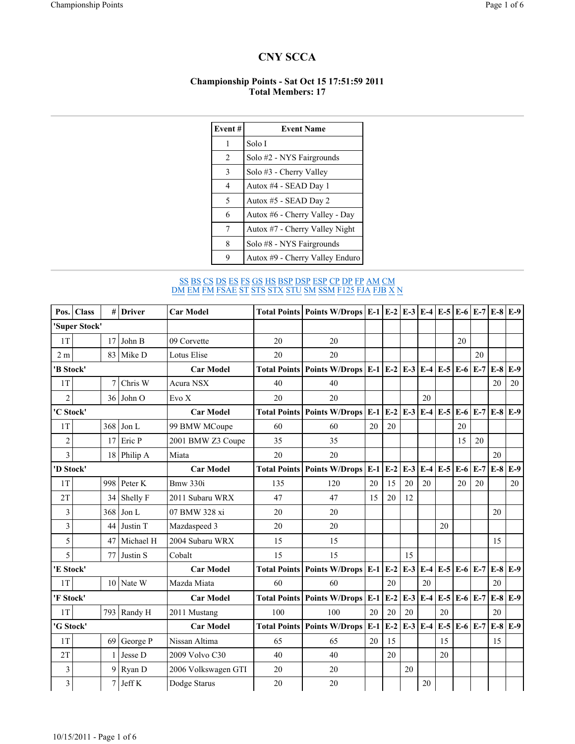# CNY SCCA

### Championship Points - Sat Oct 15 17:51:59 2011
### Total Members: 17

| Event # | Event Name |
|---|---|
| 1 | Solo I |
| 2 | Solo #2 - NYS Fairgrounds |
| 3 | Solo #3 - Cherry Valley |
| 4 | Autox #4 - SEAD Day 1 |
| 5 | Autox #5 - SEAD Day 2 |
| 6 | Autox #6 - Cherry Valley - Day |
| 7 | Autox #7 - Cherry Valley Night |
| 8 | Solo #8 - NYS Fairgrounds |
| 9 | Autox #9 - Cherry Valley Enduro |

SS BS CS DS ES FS GS HS BSP DSP ESP CP DP FP AM CM
DM EM FM FSAE ST STS STX STU SM SSM F125 FJA FJB X N

| Pos. | Class | # | Driver | Car Model | Total Points | Points W/Drops | E-1 | E-2 | E-3 | E-4 | E-5 | E-6 | E-7 | E-8 | E-9 |
|---|---|---|---|---|---|---|---|---|---|---|---|---|---|---|---|
| 'Super Stock' | | | | | | | | | | | | | | | |
| 1T | | 17 | John B | 09 Corvette | 20 | 20 | | | | | | 20 | | | |
| 2 m | | 83 | Mike D | Lotus Elise | 20 | 20 | | | | | | | 20 | | |
| 'B Stock' | | | | Car Model | Total Points | Points W/Drops | E-1 | E-2 | E-3 | E-4 | E-5 | E-6 | E-7 | E-8 | E-9 |
| 1T | | 7 | Chris W | Acura NSX | 40 | 40 | | | | | | | | 20 | 20 |
| 2 | | 36 | John O | Evo X | 20 | 20 | | | | 20 | | | | | |
| 'C Stock' | | | | Car Model | Total Points | Points W/Drops | E-1 | E-2 | E-3 | E-4 | E-5 | E-6 | E-7 | E-8 | E-9 |
| 1T | | 368 | Jon L | 99 BMW MCoupe | 60 | 60 | 20 | 20 | | | | 20 | | | |
| 2 | | 17 | Eric P | 2001 BMW Z3 Coupe | 35 | 35 | | | | | | 15 | 20 | | |
| 3 | | 18 | Philip A | Miata | 20 | 20 | | | | | | | | 20 | |
| 'D Stock' | | | | Car Model | Total Points | Points W/Drops | E-1 | E-2 | E-3 | E-4 | E-5 | E-6 | E-7 | E-8 | E-9 |
| 1T | | 998 | Peter K | Bmw 330i | 135 | 120 | 20 | 15 | 20 | 20 | | 20 | 20 | | 20 |
| 2T | | 34 | Shelly F | 2011 Subaru WRX | 47 | 47 | 15 | 20 | 12 | | | | | | |
| 3 | | 368 | Jon L | 07 BMW 328 xi | 20 | 20 | | | | | | | | 20 | |
| 3 | | 44 | Justin T | Mazdaspeed 3 | 20 | 20 | | | | | 20 | | | | |
| 5 | | 47 | Michael H | 2004 Subaru WRX | 15 | 15 | | | | | | | | 15 | |
| 5 | | 77 | Justin S | Cobalt | 15 | 15 | | | 15 | | | | | | |
| 'E Stock' | | | | Car Model | Total Points | Points W/Drops | E-1 | E-2 | E-3 | E-4 | E-5 | E-6 | E-7 | E-8 | E-9 |
| 1T | | 10 | Nate W | Mazda Miata | 60 | 60 | | 20 | | 20 | | | | 20 | |
| 'F Stock' | | | | Car Model | Total Points | Points W/Drops | E-1 | E-2 | E-3 | E-4 | E-5 | E-6 | E-7 | E-8 | E-9 |
| 1T | | 793 | Randy H | 2011 Mustang | 100 | 100 | 20 | 20 | 20 | | 20 | | | 20 | |
| 'G Stock' | | | | Car Model | Total Points | Points W/Drops | E-1 | E-2 | E-3 | E-4 | E-5 | E-6 | E-7 | E-8 | E-9 |
| 1T | | 69 | George P | Nissan Altima | 65 | 65 | 20 | 15 | | | 15 | | | 15 | |
| 2T | | 1 | Jesse D | 2009 Volvo C30 | 40 | 40 | | 20 | | | 20 | | | | |
| 3 | | 9 | Ryan D | 2006 Volkswagen GTI | 20 | 20 | | | 20 | | | | | | |
| 3 | | 7 | Jeff K | Dodge Starus | 20 | 20 | | | | 20 | | | | | |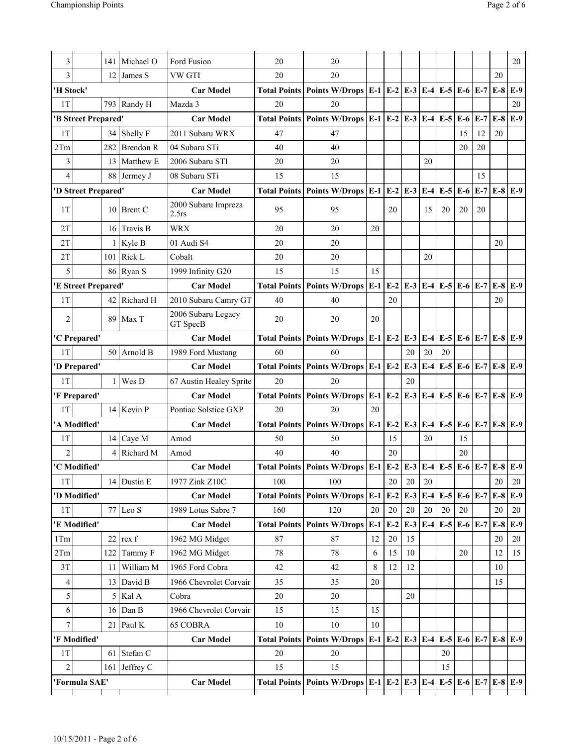| | | | | | | | | | | | | | | | |
|---|---|---|---|---|---|---|---|---|---|---|---|---|---|---|---|
| 3 | | 141 | Michael O | Ford Fusion | 20 | 20 | | | | | | | | | 20 |
| 3 | | 12 | James S | VW GTI | 20 | 20 | | | | | | | | 20 | |
| **'H Stock'** | | | | **Car Model** | **Total Points** | **Points W/Drops** | **E-1** | **E-2** | **E-3** | **E-4** | **E-5** | **E-6** | **E-7** | **E-8** | **E-9** |
| 1T | | 793 | Randy H | Mazda 3 | 20 | 20 | | | | | | | | | 20 |
| **'B Street Prepared'** | | | | **Car Model** | **Total Points** | **Points W/Drops** | **E-1** | **E-2** | **E-3** | **E-4** | **E-5** | **E-6** | **E-7** | **E-8** | **E-9** |
| 1T | | 34 | Shelly F | 2011 Subaru WRX | 47 | 47 | | | | | | 15 | 12 | 20 | |
| 2Tm | | 282 | Brendon R | 04 Subaru STi | 40 | 40 | | | | | | 20 | 20 | | |
| 3 | | 13 | Matthew E | 2006 Subaru STI | 20 | 20 | | | | 20 | | | | | |
| 4 | | 88 | Jermey J | 08 Subaru STi | 15 | 15 | | | | | | | 15 | | |
| **'D Street Prepared'** | | | | **Car Model** | **Total Points** | **Points W/Drops** | **E-1** | **E-2** | **E-3** | **E-4** | **E-5** | **E-6** | **E-7** | **E-8** | **E-9** |
| 1T | | 10 | Brent C | 2000 Subaru Impreza 2.5rs | 95 | 95 | | 20 | | 15 | 20 | 20 | 20 | | |
| 2T | | 16 | Travis B | WRX | 20 | 20 | 20 | | | | | | | | |
| 2T | | 1 | Kyle B | 01 Audi S4 | 20 | 20 | | | | | | | | 20 | |
| 2T | | 101 | Rick L | Cobalt | 20 | 20 | | | | 20 | | | | | |
| 5 | | 86 | Ryan S | 1999 Infinity G20 | 15 | 15 | 15 | | | | | | | | |
| **'E Street Prepared'** | | | | **Car Model** | **Total Points** | **Points W/Drops** | **E-1** | **E-2** | **E-3** | **E-4** | **E-5** | **E-6** | **E-7** | **E-8** | **E-9** |
| 1T | | 42 | Richard H | 2010 Subaru Camry GT | 40 | 40 | | 20 | | | | | | 20 | |
| 2 | | 89 | Max T | 2006 Subaru Legacy GT SpecB | 20 | 20 | 20 | | | | | | | | |
| **'C Prepared'** | | | | **Car Model** | **Total Points** | **Points W/Drops** | **E-1** | **E-2** | **E-3** | **E-4** | **E-5** | **E-6** | **E-7** | **E-8** | **E-9** |
| 1T | | 50 | Arnold B | 1989 Ford Mustang | 60 | 60 | | | 20 | 20 | 20 | | | | |
| **'D Prepared'** | | | | **Car Model** | **Total Points** | **Points W/Drops** | **E-1** | **E-2** | **E-3** | **E-4** | **E-5** | **E-6** | **E-7** | **E-8** | **E-9** |
| 1T | | 1 | Wes D | 67 Austin Healey Sprite | 20 | 20 | | | 20 | | | | | | |
| **'F Prepared'** | | | | **Car Model** | **Total Points** | **Points W/Drops** | **E-1** | **E-2** | **E-3** | **E-4** | **E-5** | **E-6** | **E-7** | **E-8** | **E-9** |
| 1T | | 14 | Kevin P | Pontiac Solstice GXP | 20 | 20 | 20 | | | | | | | | |
| **'A Modified'** | | | | **Car Model** | **Total Points** | **Points W/Drops** | **E-1** | **E-2** | **E-3** | **E-4** | **E-5** | **E-6** | **E-7** | **E-8** | **E-9** |
| 1T | | 14 | Caye M | Amod | 50 | 50 | | 15 | | 20 | | 15 | | | |
| 2 | | 4 | Richard M | Amod | 40 | 40 | | 20 | | | | 20 | | | |
| **'C Modified'** | | | | **Car Model** | **Total Points** | **Points W/Drops** | **E-1** | **E-2** | **E-3** | **E-4** | **E-5** | **E-6** | **E-7** | **E-8** | **E-9** |
| 1T | | 14 | Dustin E | 1977 Zink Z10C | 100 | 100 | | 20 | 20 | 20 | | | | 20 | 20 |
| **'D Modified'** | | | | **Car Model** | **Total Points** | **Points W/Drops** | **E-1** | **E-2** | **E-3** | **E-4** | **E-5** | **E-6** | **E-7** | **E-8** | **E-9** |
| 1T | | 77 | Leo S | 1989 Lotus Sabre 7 | 160 | 120 | 20 | 20 | 20 | 20 | 20 | 20 | | 20 | 20 |
| **'E Modified'** | | | | **Car Model** | **Total Points** | **Points W/Drops** | **E-1** | **E-2** | **E-3** | **E-4** | **E-5** | **E-6** | **E-7** | **E-8** | **E-9** |
| 1Tm | | 22 | rex f | 1962 MG Midget | 87 | 87 | 12 | 20 | 15 | | | | | 20 | 20 |
| 2Tm | | 122 | Tammy F | 1962 MG Midget | 78 | 78 | 6 | 15 | 10 | | | 20 | | 12 | 15 |
| 3T | | 11 | William M | 1965 Ford Cobra | 42 | 42 | 8 | 12 | 12 | | | | | 10 | |
| 4 | | 13 | David B | 1966 Chevrolet Corvair | 35 | 35 | 20 | | | | | | | 15 | |
| 5 | | 5 | Kal A | Cobra | 20 | 20 | | | 20 | | | | | | |
| 6 | | 16 | Dan B | 1966 Chevrolet Corvair | 15 | 15 | 15 | | | | | | | | |
| 7 | | 21 | Paul K | 65 COBRA | 10 | 10 | 10 | | | | | | | | |
| **'F Modified'** | | | | **Car Model** | **Total Points** | **Points W/Drops** | **E-1** | **E-2** | **E-3** | **E-4** | **E-5** | **E-6** | **E-7** | **E-8** | **E-9** |
| 1T | | 61 | Stefan C | | 20 | 20 | | | | | 20 | | | | |
| 2 | | 161 | Jeffrey C | | 15 | 15 | | | | | 15 | | | | |
| **'Formula SAE'** | | | | **Car Model** | **Total Points** | **Points W/Drops** | **E-1** | **E-2** | **E-3** | **E-4** | **E-5** | **E-6** | **E-7** | **E-8** | **E-9** |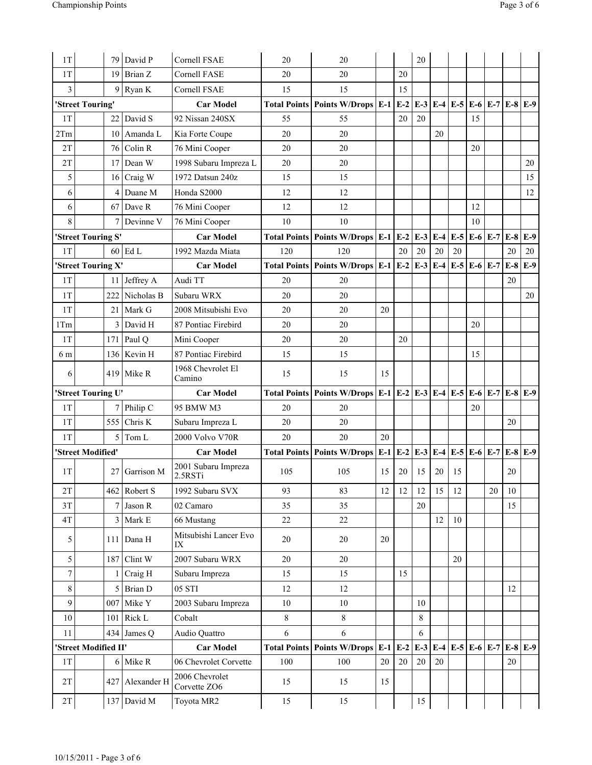| | | | | | | | E-1 | E-2 | E-3 | E-4 | E-5 | E-6 | E-7 | E-8 | E-9 |
|---|---|---|---|---|---|---|---|---|---|---|---|---|---|---|---|
| 1T | | 79 | David P | Cornell FSAE | 20 | 20 | | | 20 | | | | | | |
| 1T | | 19 | Brian Z | Cornell FASE | 20 | 20 | | 20 | | | | | | | |
| 3 | | 9 | Ryan K | Cornell FSAE | 15 | 15 | | 15 | | | | | | | |
| **'Street Touring'** | | | | **Car Model** | **Total Points** | **Points W/Drops** | **E-1** | **E-2** | **E-3** | **E-4** | **E-5** | **E-6** | **E-7** | **E-8** | **E-9** |
| 1T | | 22 | David S | 92 Nissan 240SX | 55 | 55 | | 20 | 20 | | | 15 | | | |
| 2Tm | | 10 | Amanda L | Kia Forte Coupe | 20 | 20 | | | | 20 | | | | | |
| 2T | | 76 | Colin R | 76 Mini Cooper | 20 | 20 | | | | | | 20 | | | |
| 2T | | 17 | Dean W | 1998 Subaru Impreza L | 20 | 20 | | | | | | | | | 20 |
| 5 | | 16 | Craig W | 1972 Datsun 240z | 15 | 15 | | | | | | | | | 15 |
| 6 | | 4 | Duane M | Honda S2000 | 12 | 12 | | | | | | | | | 12 |
| 6 | | 67 | Dave R | 76 Mini Cooper | 12 | 12 | | | | | | 12 | | | |
| 8 | | 7 | Devinne V | 76 Mini Cooper | 10 | 10 | | | | | | 10 | | | |
| **'Street Touring S'** | | | | **Car Model** | **Total Points** | **Points W/Drops** | **E-1** | **E-2** | **E-3** | **E-4** | **E-5** | **E-6** | **E-7** | **E-8** | **E-9** |
| 1T | | 60 | Ed L | 1992 Mazda Miata | 120 | 120 | | 20 | 20 | 20 | 20 | | | 20 | 20 |
| **'Street Touring X'** | | | | **Car Model** | **Total Points** | **Points W/Drops** | **E-1** | **E-2** | **E-3** | **E-4** | **E-5** | **E-6** | **E-7** | **E-8** | **E-9** |
| 1T | | 11 | Jeffrey A | Audi TT | 20 | 20 | | | | | | | | 20 | |
| 1T | | 222 | Nicholas B | Subaru WRX | 20 | 20 | | | | | | | | | 20 |
| 1T | | 21 | Mark G | 2008 Mitsubishi Evo | 20 | 20 | 20 | | | | | | | | |
| 1Tm | | 3 | David H | 87 Pontiac Firebird | 20 | 20 | | | | | | 20 | | | |
| 1T | | 171 | Paul Q | Mini Cooper | 20 | 20 | | 20 | | | | | | | |
| 6 m | | 136 | Kevin H | 87 Pontiac Firebird | 15 | 15 | | | | | | 15 | | | |
| 6 | | 419 | Mike R | 1968 Chevrolet El Camino | 15 | 15 | 15 | | | | | | | | |
| **'Street Touring U'** | | | | **Car Model** | **Total Points** | **Points W/Drops** | **E-1** | **E-2** | **E-3** | **E-4** | **E-5** | **E-6** | **E-7** | **E-8** | **E-9** |
| 1T | | 7 | Philip C | 95 BMW M3 | 20 | 20 | | | | | | 20 | | | |
| 1T | | 555 | Chris K | Subaru Impreza L | 20 | 20 | | | | | | | | 20 | |
| 1T | | 5 | Tom L | 2000 Volvo V70R | 20 | 20 | 20 | | | | | | | | |
| **'Street Modified'** | | | | **Car Model** | **Total Points** | **Points W/Drops** | **E-1** | **E-2** | **E-3** | **E-4** | **E-5** | **E-6** | **E-7** | **E-8** | **E-9** |
| 1T | | 27 | Garrison M | 2001 Subaru Impreza 2.5RSTi | 105 | 105 | 15 | 20 | 15 | 20 | 15 | | | 20 | |
| 2T | | 462 | Robert S | 1992 Subaru SVX | 93 | 83 | 12 | 12 | 12 | 15 | 12 | | 20 | 10 | |
| 3T | | 7 | Jason R | 02 Camaro | 35 | 35 | | | 20 | | | | | 15 | |
| 4T | | 3 | Mark E | 66 Mustang | 22 | 22 | | | | 12 | 10 | | | | |
| 5 | | 111 | Dana H | Mitsubishi Lancer Evo IX | 20 | 20 | 20 | | | | | | | | |
| 5 | | 187 | Clint W | 2007 Subaru WRX | 20 | 20 | | | | | 20 | | | | |
| 7 | | 1 | Craig H | Subaru Impreza | 15 | 15 | | 15 | | | | | | | |
| 8 | | 5 | Brian D | 05 STI | 12 | 12 | | | | | | | | 12 | |
| 9 | | 007 | Mike Y | 2003 Subaru Impreza | 10 | 10 | | | 10 | | | | | | |
| 10 | | 101 | Rick L | Cobalt | 8 | 8 | | | 8 | | | | | | |
| 11 | | 434 | James Q | Audio Quattro | 6 | 6 | | | 6 | | | | | | |
| **'Street Modified II'** | | | | **Car Model** | **Total Points** | **Points W/Drops** | **E-1** | **E-2** | **E-3** | **E-4** | **E-5** | **E-6** | **E-7** | **E-8** | **E-9** |
| 1T | | 6 | Mike R | 06 Chevrolet Corvette | 100 | 100 | 20 | 20 | 20 | 20 | | | | 20 | |
| 2T | | 427 | Alexander H | 2006 Chevrolet Corvette ZO6 | 15 | 15 | 15 | | | | | | | | |
| 2T | | 137 | David M | Toyota MR2 | 15 | 15 | | | 15 | | | | | | |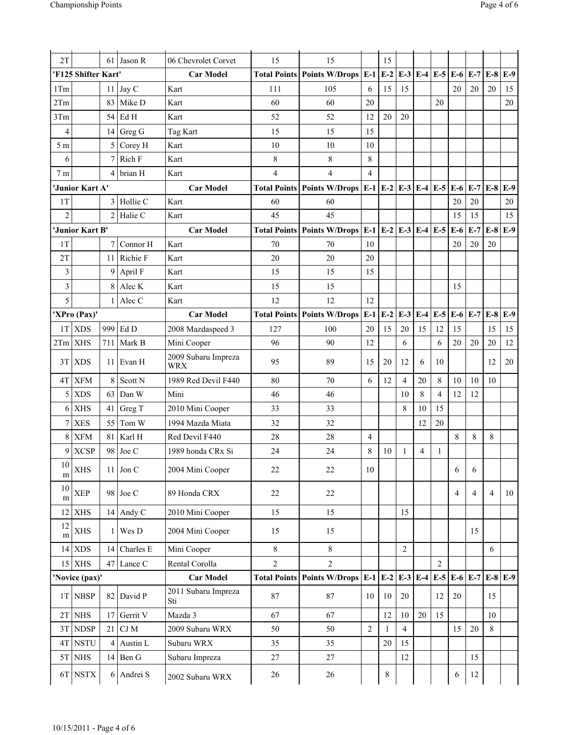| 2T | | 61 | Jason R | 06 Chevrolet Corvet | 15 | 15 | | 15 | | | | | | | |
|---|---|---|---|---|---|---|---|---|---|---|---|---|---|---|---|
| **'F125 Shifter Kart'** | | | | **Car Model** | **Total Points** | **Points W/Drops** | **E-1** | **E-2** | **E-3** | **E-4** | **E-5** | **E-6** | **E-7** | **E-8** | **E-9** |
| 1Tm | | 11 | Jay C | Kart | 111 | 105 | 6 | 15 | 15 | | | 20 | 20 | 20 | 15 |
| 2Tm | | 83 | Mike D | Kart | 60 | 60 | 20 | | | | 20 | | | | 20 |
| 3Tm | | 54 | Ed H | Kart | 52 | 52 | 12 | 20 | 20 | | | | | | |
| 4 | | 14 | Greg G | Tag Kart | 15 | 15 | 15 | | | | | | | | |
| 5 m | | 5 | Corey H | Kart | 10 | 10 | 10 | | | | | | | | |
| 6 | | 7 | Rich F | Kart | 8 | 8 | 8 | | | | | | | | |
| 7 m | | 4 | brian H | Kart | 4 | 4 | 4 | | | | | | | | |
| **'Junior Kart A'** | | | | **Car Model** | **Total Points** | **Points W/Drops** | **E-1** | **E-2** | **E-3** | **E-4** | **E-5** | **E-6** | **E-7** | **E-8** | **E-9** |
| 1T | | 3 | Hollie C | Kart | 60 | 60 | | | | | | 20 | 20 | | 20 |
| 2 | | 2 | Halie C | Kart | 45 | 45 | | | | | | 15 | 15 | | 15 |
| **'Junior Kart B'** | | | | **Car Model** | **Total Points** | **Points W/Drops** | **E-1** | **E-2** | **E-3** | **E-4** | **E-5** | **E-6** | **E-7** | **E-8** | **E-9** |
| 1T | | 7 | Connor H | Kart | 70 | 70 | 10 | | | | | 20 | 20 | 20 | |
| 2T | | 11 | Richie F | Kart | 20 | 20 | 20 | | | | | | | | |
| 3 | | 9 | April F | Kart | 15 | 15 | 15 | | | | | | | | |
| 3 | | 8 | Alec K | Kart | 15 | 15 | | | | | | 15 | | | |
| 5 | | 1 | Alec C | Kart | 12 | 12 | 12 | | | | | | | | |
| **'XPro (Pax)'** | | | | **Car Model** | **Total Points** | **Points W/Drops** | **E-1** | **E-2** | **E-3** | **E-4** | **E-5** | **E-6** | **E-7** | **E-8** | **E-9** |
| 1T | XDS | 999 | Ed D | 2008 Mazdaspeed 3 | 127 | 100 | 20 | 15 | 20 | 15 | 12 | 15 | | 15 | 15 |
| 2Tm | XHS | 711 | Mark B | Mini Cooper | 96 | 90 | 12 | | 6 | | 6 | 20 | 20 | 20 | 12 |
| 3T | XDS | 11 | Evan H | 2009 Subaru Impreza WRX | 95 | 89 | 15 | 20 | 12 | 6 | 10 | | | 12 | 20 |
| 4T | XFM | 8 | Scott N | 1989 Red Devil F440 | 80 | 70 | 6 | 12 | 4 | 20 | 8 | 10 | 10 | 10 | |
| 5 | XDS | 63 | Dan W | Mini | 46 | 46 | | | 10 | 8 | 4 | 12 | 12 | | |
| 6 | XHS | 41 | Greg T | 2010 Mini Cooper | 33 | 33 | | | 8 | 10 | 15 | | | | |
| 7 | XES | 55 | Tom W | 1994 Mazda Miata | 32 | 32 | | | | 12 | 20 | | | | |
| 8 | XFM | 81 | Karl H | Red Devil F440 | 28 | 28 | 4 | | | | | 8 | 8 | 8 | |
| 9 | XCSP | 98 | Joe C | 1989 honda CRx Si | 24 | 24 | 8 | 10 | 1 | 4 | 1 | | | | |
| 10 m | XHS | 11 | Jon C | 2004 Mini Cooper | 22 | 22 | 10 | | | | | 6 | 6 | | |
| 10 m | XEP | 98 | Joe C | 89 Honda CRX | 22 | 22 | | | | | | 4 | 4 | 4 | 10 |
| 12 | XHS | 14 | Andy C | 2010 Mini Cooper | 15 | 15 | | | 15 | | | | | | |
| 12 m | XHS | 1 | Wes D | 2004 Mini Cooper | 15 | 15 | | | | | | | 15 | | |
| 14 | XDS | 14 | Charles E | Mini Cooper | 8 | 8 | | | 2 | | | | | 6 | |
| 15 | XHS | 47 | Lance C | Rental Corolla | 2 | 2 | | | | | 2 | | | | |
| **'Novice (pax)'** | | | | **Car Model** | **Total Points** | **Points W/Drops** | **E-1** | **E-2** | **E-3** | **E-4** | **E-5** | **E-6** | **E-7** | **E-8** | **E-9** |
| 1T | NBSP | 82 | David P | 2011 Subaru Impreza Sti | 87 | 87 | 10 | 10 | 20 | | 12 | 20 | | 15 | |
| 2T | NHS | 17 | Gerrit V | Mazda 3 | 67 | 67 | | 12 | 10 | 20 | 15 | | | 10 | |
| 3T | NDSP | 21 | CJ M | 2009 Subaru WRX | 50 | 50 | 2 | 1 | 4 | | | 15 | 20 | 8 | |
| 4T | NSTU | 4 | Austin L | Subaru WRX | 35 | 35 | | 20 | 15 | | | | | | |
| 5T | NHS | 14 | Ben G | Subaru Impreza | 27 | 27 | | | 12 | | | | 15 | | |
| 6T | NSTX | 6 | Andrei S | 2002 Subaru WRX | 26 | 26 | | 8 | | | | 6 | 12 | | |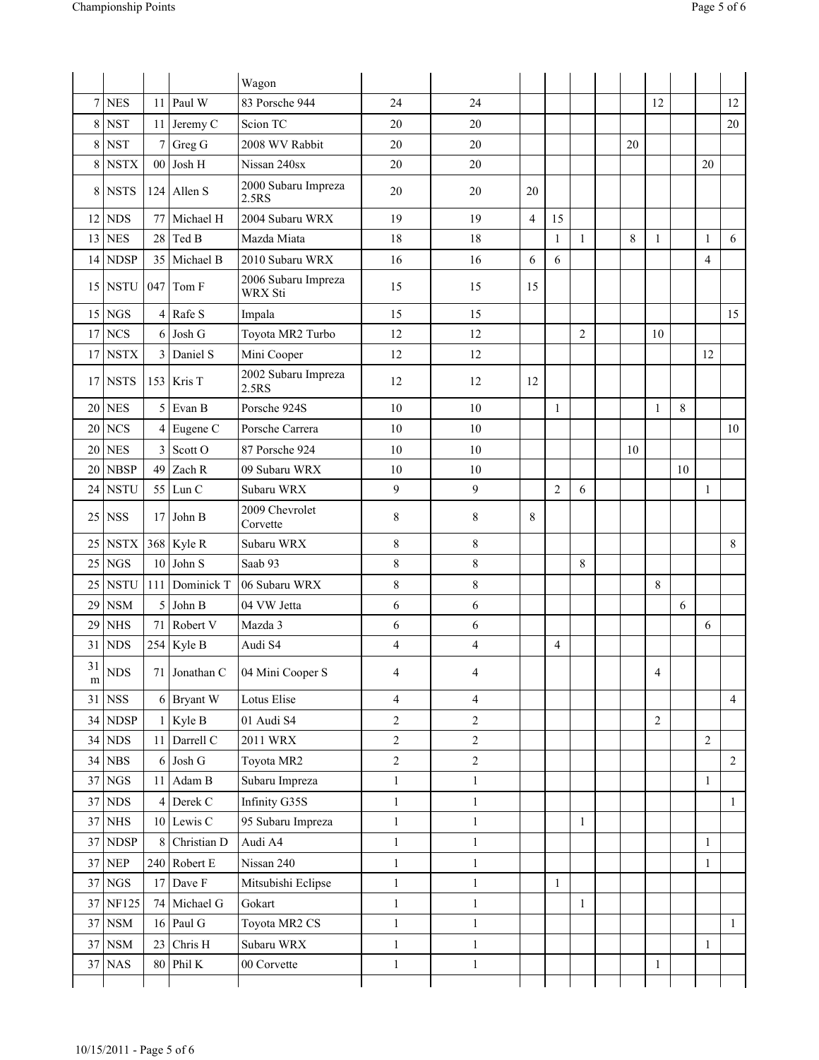| | | | | | | | | | | | | | | |
|---|---|---|---|---|---|---|---|---|---|---|---|---|---|---|---|
| | | | | Wagon | | | | | | | | | | | |
| 7 | NES | 11 | Paul W | 83 Porsche 944 | 24 | 24 | | | | | | 12 | | | 12 |
| 8 | NST | 11 | Jeremy C | Scion TC | 20 | 20 | | | | | | | | | 20 |
| 8 | NST | 7 | Greg G | 2008 WV Rabbit | 20 | 20 | | | | | 20 | | | | |
| 8 | NSTX | 00 | Josh H | Nissan 240sx | 20 | 20 | | | | | | | | 20 | |
| 8 | NSTS | 124 | Allen S | 2000 Subaru Impreza 2.5RS | 20 | 20 | 20 | | | | | | | | |
| 12 | NDS | 77 | Michael H | 2004 Subaru WRX | 19 | 19 | 4 | 15 | | | | | | | |
| 13 | NES | 28 | Ted B | Mazda Miata | 18 | 18 | | 1 | 1 | | 8 | 1 | | 1 | 6 |
| 14 | NDSP | 35 | Michael B | 2010 Subaru WRX | 16 | 16 | 6 | 6 | | | | | | 4 | |
| 15 | NSTU | 047 | Tom F | 2006 Subaru Impreza WRX Sti | 15 | 15 | 15 | | | | | | | | |
| 15 | NGS | 4 | Rafe S | Impala | 15 | 15 | | | | | | | | | 15 |
| 17 | NCS | 6 | Josh G | Toyota MR2 Turbo | 12 | 12 | | | 2 | | | 10 | | | |
| 17 | NSTX | 3 | Daniel S | Mini Cooper | 12 | 12 | | | | | | | | 12 | |
| 17 | NSTS | 153 | Kris T | 2002 Subaru Impreza 2.5RS | 12 | 12 | 12 | | | | | | | | |
| 20 | NES | 5 | Evan B | Porsche 924S | 10 | 10 | | 1 | | | | 1 | 8 | | |
| 20 | NCS | 4 | Eugene C | Porsche Carrera | 10 | 10 | | | | | | | | | 10 |
| 20 | NES | 3 | Scott O | 87 Porsche 924 | 10 | 10 | | | | | 10 | | | | |
| 20 | NBSP | 49 | Zach R | 09 Subaru WRX | 10 | 10 | | | | | | | 10 | | |
| 24 | NSTU | 55 | Lun C | Subaru WRX | 9 | 9 | | 2 | 6 | | | | | 1 | |
| 25 | NSS | 17 | John B | 2009 Chevrolet Corvette | 8 | 8 | 8 | | | | | | | | |
| 25 | NSTX | 368 | Kyle R | Subaru WRX | 8 | 8 | | | | | | | | | 8 |
| 25 | NGS | 10 | John S | Saab 93 | 8 | 8 | | | 8 | | | | | | |
| 25 | NSTU | 111 | Dominick T | 06 Subaru WRX | 8 | 8 | | | | | | 8 | | | |
| 29 | NSM | 5 | John B | 04 VW Jetta | 6 | 6 | | | | | | | 6 | | |
| 29 | NHS | 71 | Robert V | Mazda 3 | 6 | 6 | | | | | | | | 6 | |
| 31 | NDS | 254 | Kyle B | Audi S4 | 4 | 4 | | 4 | | | | | | | |
| 31 m | NDS | 71 | Jonathan C | 04 Mini Cooper S | 4 | 4 | | | | | | 4 | | | |
| 31 | NSS | 6 | Bryant W | Lotus Elise | 4 | 4 | | | | | | | | | 4 |
| 34 | NDSP | 1 | Kyle B | 01 Audi S4 | 2 | 2 | | | | | | 2 | | | |
| 34 | NDS | 11 | Darrell C | 2011 WRX | 2 | 2 | | | | | | | | 2 | |
| 34 | NBS | 6 | Josh G | Toyota MR2 | 2 | 2 | | | | | | | | | 2 |
| 37 | NGS | 11 | Adam B | Subaru Impreza | 1 | 1 | | | | | | | | 1 | |
| 37 | NDS | 4 | Derek C | Infinity G35S | 1 | 1 | | | | | | | | | 1 |
| 37 | NHS | 10 | Lewis C | 95 Subaru Impreza | 1 | 1 | | | 1 | | | | | | |
| 37 | NDSP | 8 | Christian D | Audi A4 | 1 | 1 | | | | | | | | 1 | |
| 37 | NEP | 240 | Robert E | Nissan 240 | 1 | 1 | | | | | | | | 1 | |
| 37 | NGS | 17 | Dave F | Mitsubishi Eclipse | 1 | 1 | | 1 | | | | | | | |
| 37 | NF125 | 74 | Michael G | Gokart | 1 | 1 | | | 1 | | | | | | |
| 37 | NSM | 16 | Paul G | Toyota MR2 CS | 1 | 1 | | | | | | | | | 1 |
| 37 | NSM | 23 | Chris H | Subaru WRX | 1 | 1 | | | | | | | | 1 | |
| 37 | NAS | 80 | Phil K | 00 Corvette | 1 | 1 | | | | | | 1 | | | |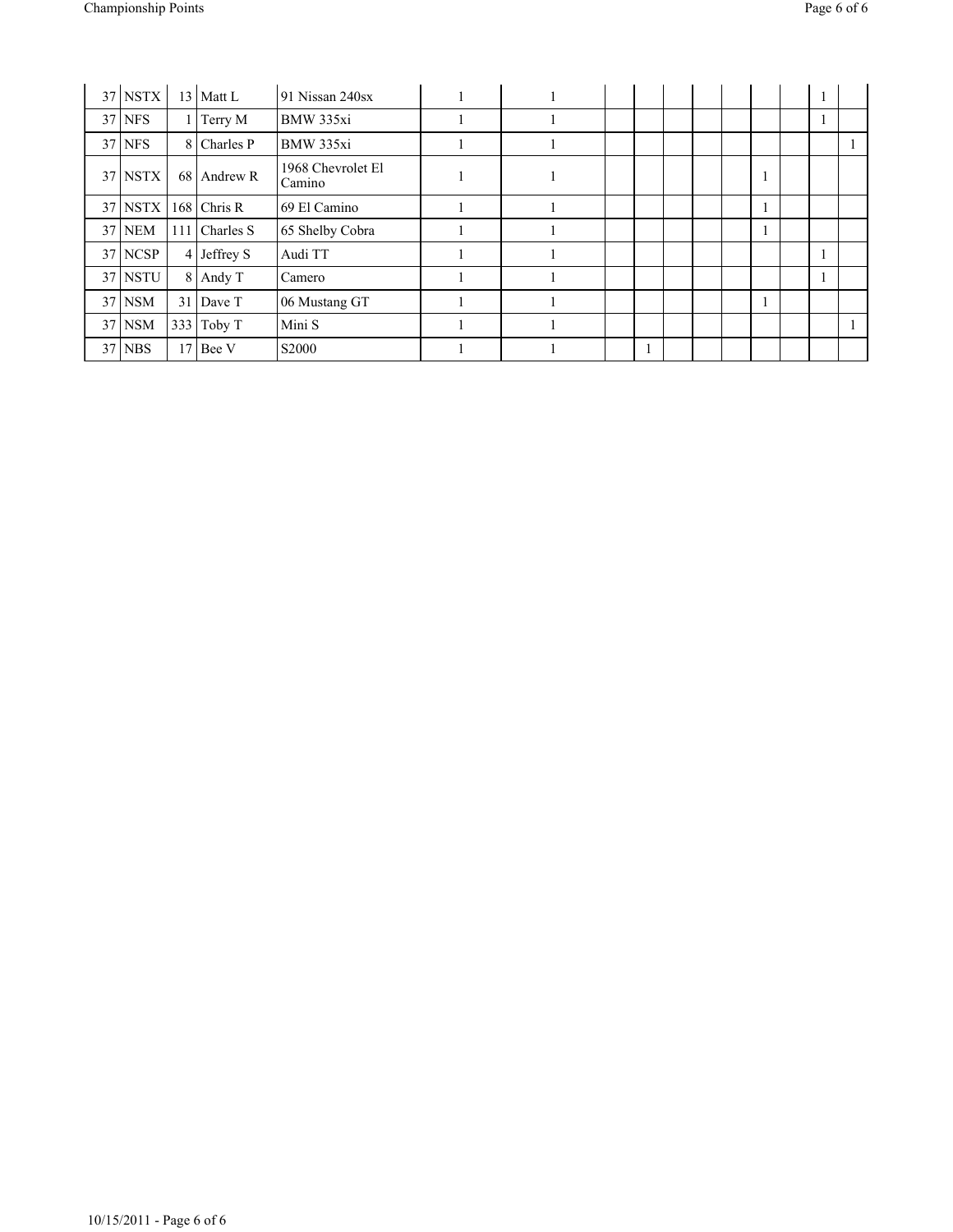| | | | | | | | | | | | | | | | |
|---|---|---|---|---|---|---|---|---|---|---|---|---|---|---|---|
| 37 | NSTX | 13 | Matt L | 91 Nissan 240sx | 1 | 1 | | | | | | | | 1 | |
| 37 | NFS | 1 | Terry M | BMW 335xi | 1 | 1 | | | | | | | | 1 | |
| 37 | NFS | 8 | Charles P | BMW 335xi | 1 | 1 | | | | | | | | | 1 |
| 37 | NSTX | 68 | Andrew R | 1968 Chevrolet El Camino | 1 | 1 | | | | | | 1 | | | |
| 37 | NSTX | 168 | Chris R | 69 El Camino | 1 | 1 | | | | | | 1 | | | |
| 37 | NEM | 111 | Charles S | 65 Shelby Cobra | 1 | 1 | | | | | | 1 | | | |
| 37 | NCSP | 4 | Jeffrey S | Audi TT | 1 | 1 | | | | | | | | 1 | |
| 37 | NSTU | 8 | Andy T | Camero | 1 | 1 | | | | | | | | 1 | |
| 37 | NSM | 31 | Dave T | 06 Mustang GT | 1 | 1 | | | | | | 1 | | | |
| 37 | NSM | 333 | Toby T | Mini S | 1 | 1 | | | | | | | | | 1 |
| 37 | NBS | 17 | Bee V | S2000 | 1 | 1 | | 1 | | | | | | | |